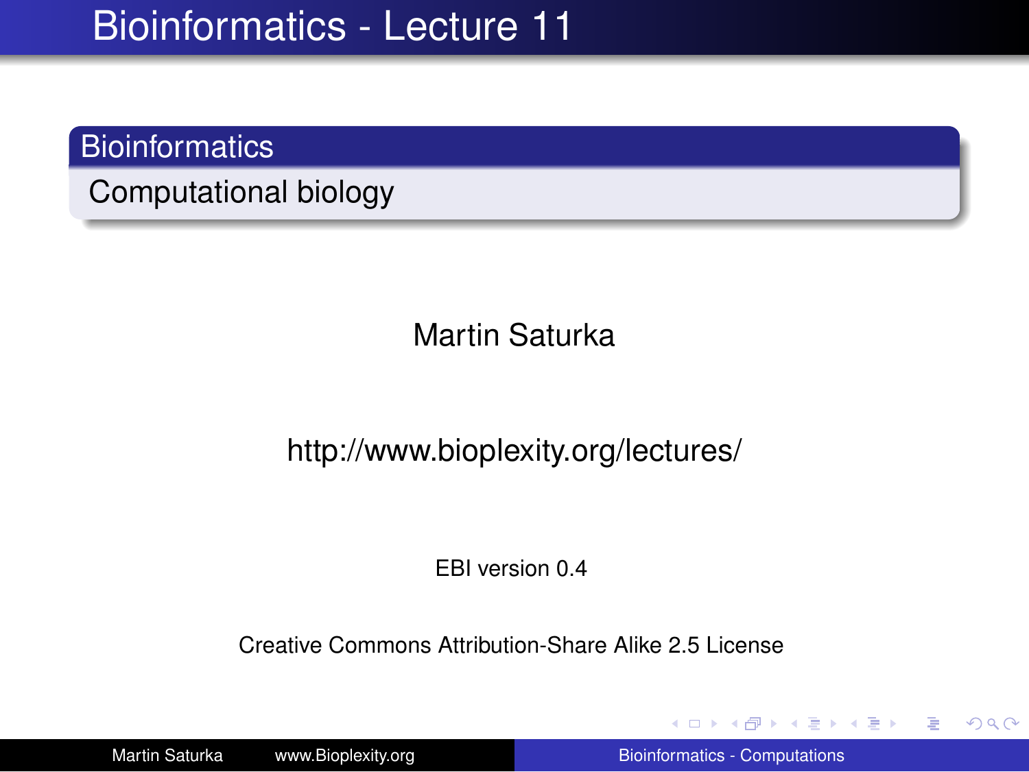# Bioinformatics - Lecture 11

## Bioinformatics

Computational biology

Martin Saturka

http://www.bioplexity.org/lectures/

EBI version 0.4

Creative Commons Attribution-Share Alike 2.5 License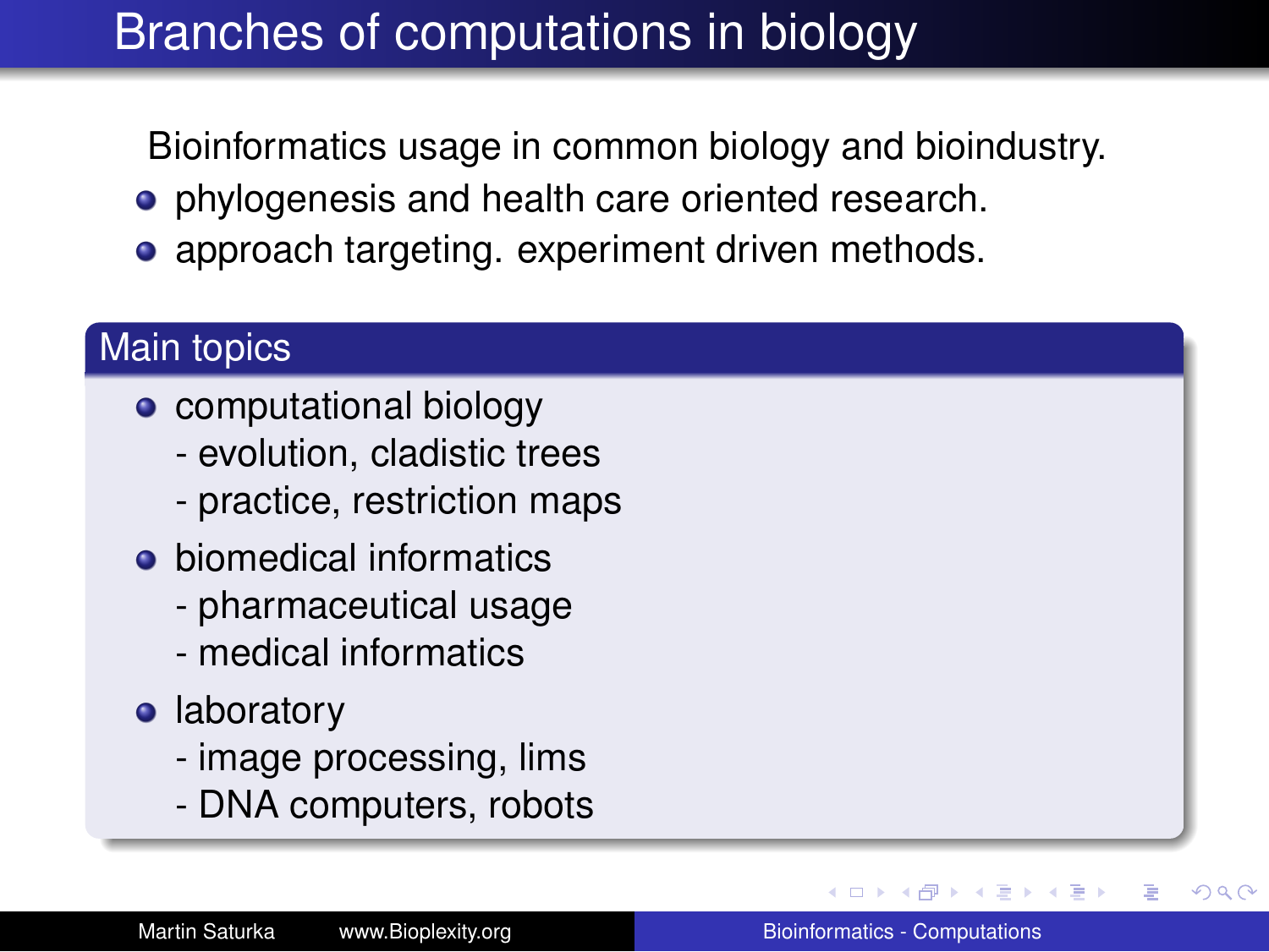# Branches of computations in biology

Bioinformatics usage in common biology and bioindustry.

- phylogenesis and health care oriented research.
- approach targeting. experiment driven methods.

## Main topics

- computational biology
  - evolution, cladistic trees
  - practice, restriction maps
- biomedical informatics
  - pharmaceutical usage
  - medical informatics
- laboratory
  - image processing, lims
  - DNA computers, robots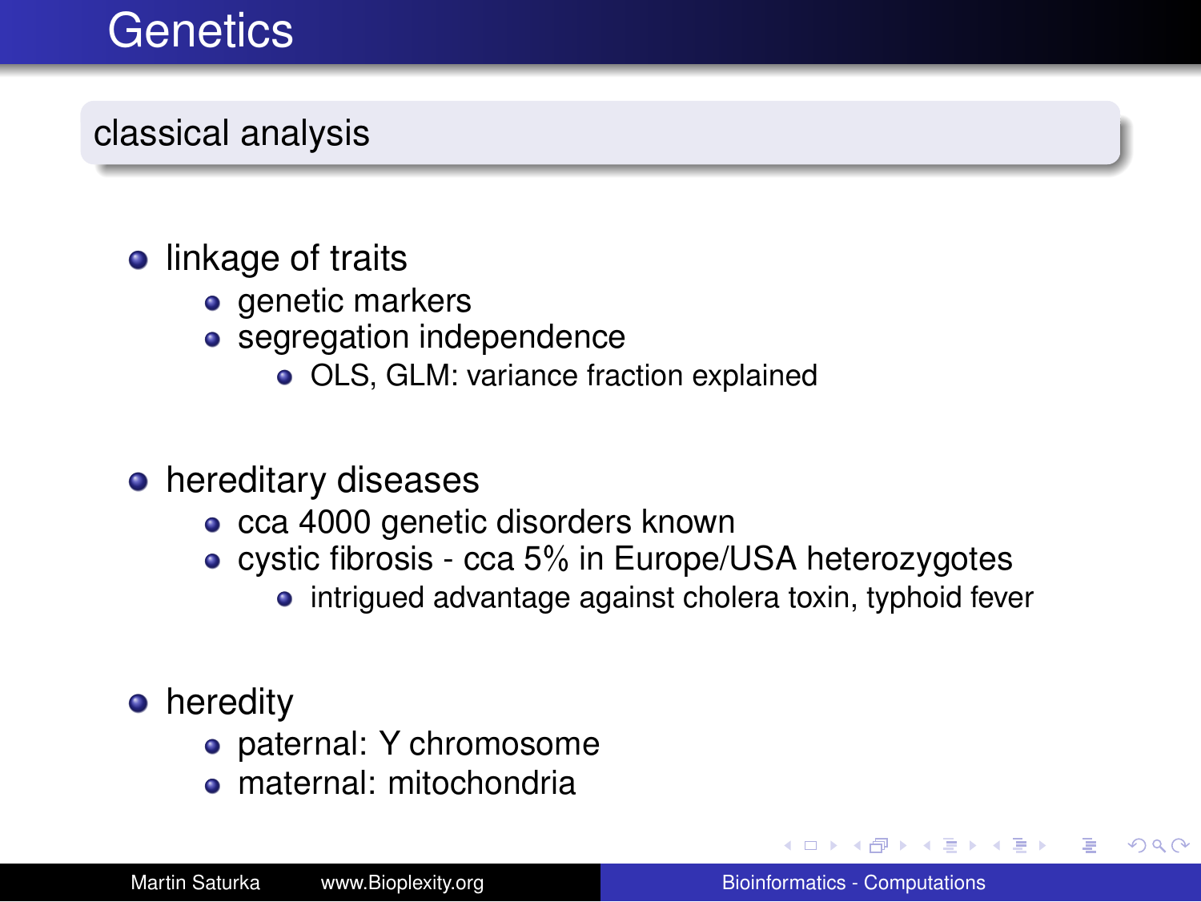# Genetics

## classical analysis

- linkage of traits
  - genetic markers
  - segregation independence
    - OLS, GLM: variance fraction explained
- hereditary diseases
  - cca 4000 genetic disorders known
  - cystic fibrosis - cca 5% in Europe/USA heterozygotes
    - intrigued advantage against cholera toxin, typhoid fever
- heredity
  - paternal: Y chromosome
  - maternal: mitochondria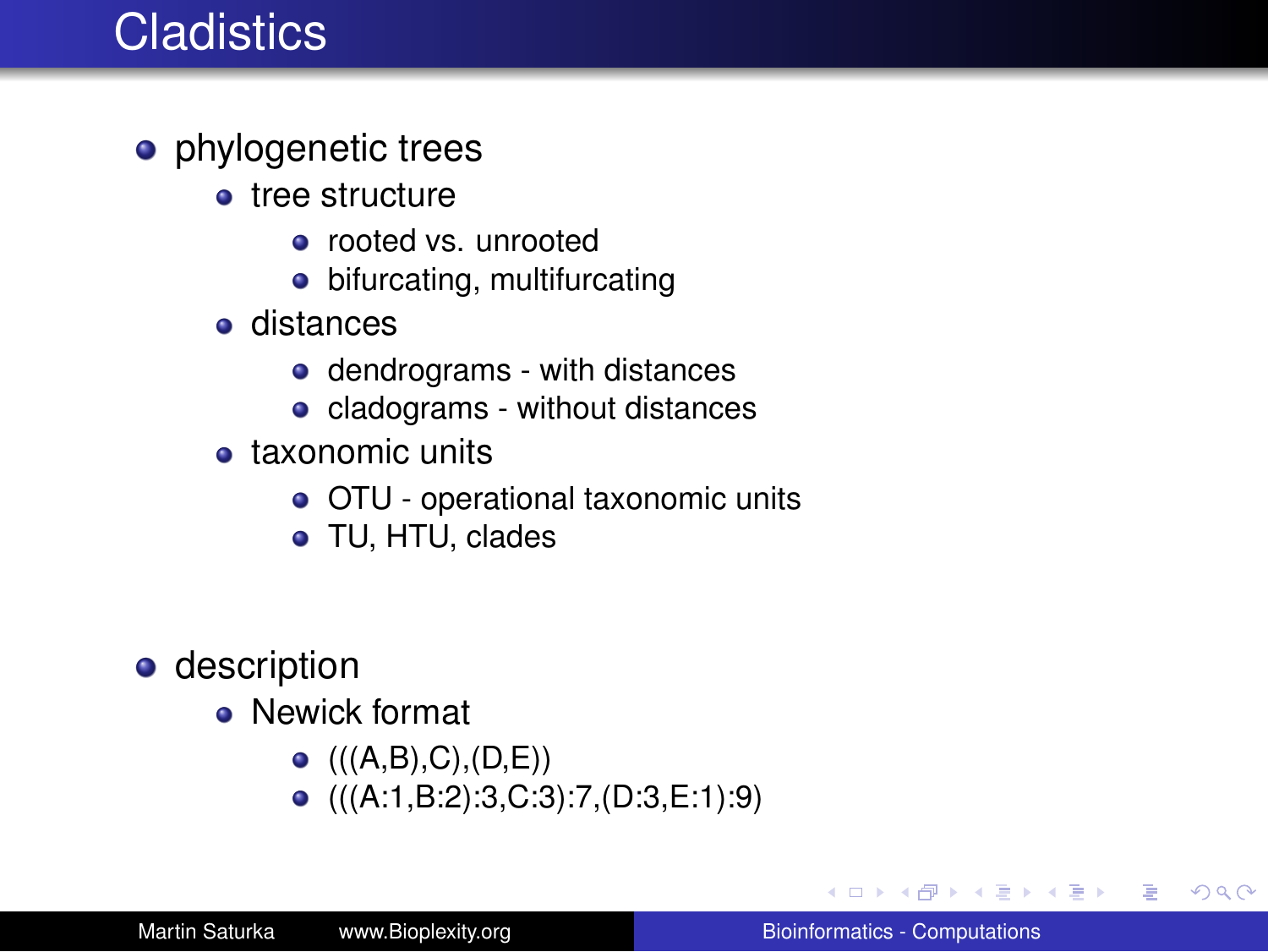# Cladistics

- phylogenetic trees
  - tree structure
    - rooted vs. unrooted
    - bifurcating, multifurcating
  - distances
    - dendrograms - with distances
    - cladograms - without distances
  - taxonomic units
    - OTU - operational taxonomic units
    - TU, HTU, clades

- description
  - Newick format
    - (((A,B),C),(D,E))
    - (((A:1,B:2):3,C:3):7,(D:3,E:1):9)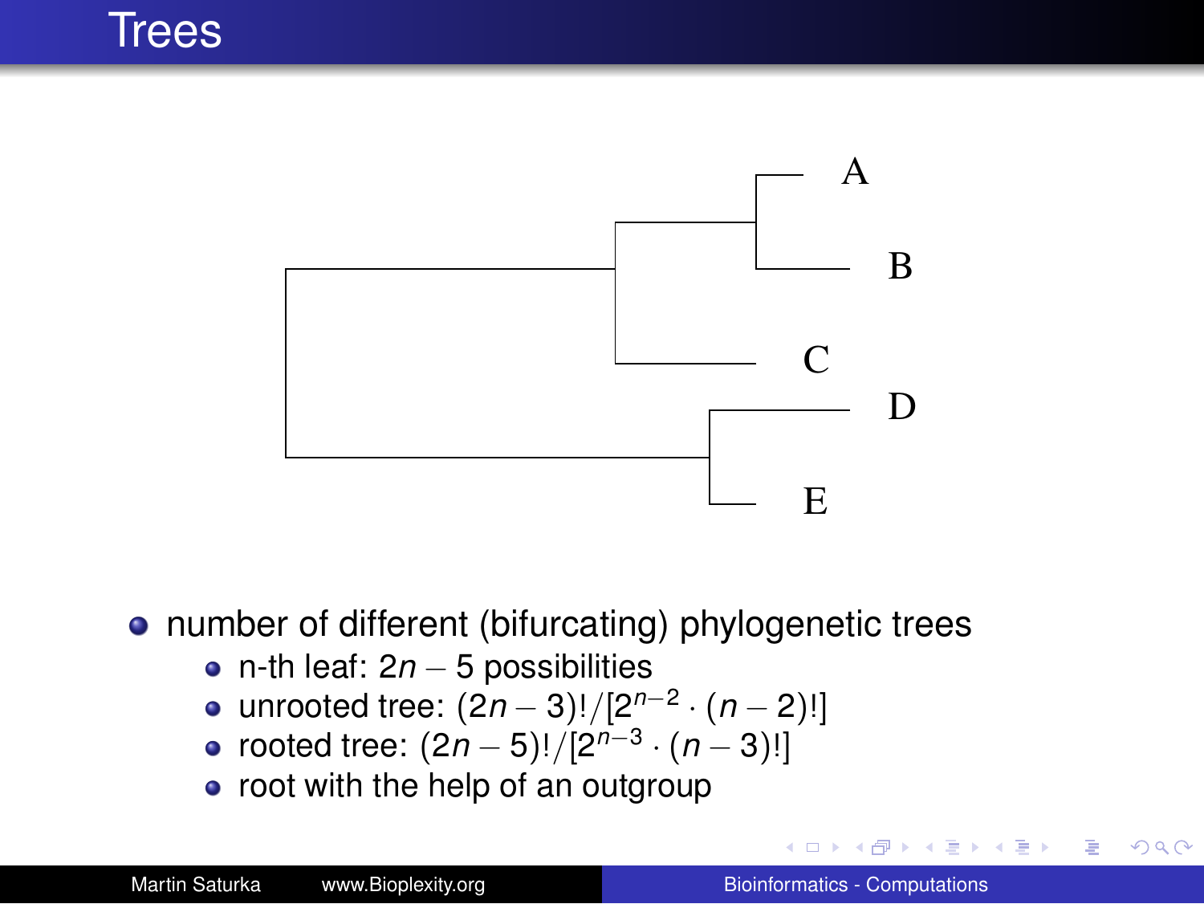# Trees

- number of different (bifurcating) phylogenetic trees
  - n-th leaf: $2n - 5$ possibilities
  - unrooted tree: $(2n - 3)!/[2^{n-2} \cdot (n - 2)!]$
  - rooted tree: $(2n - 5)!/[2^{n-3} \cdot (n - 3)!]$
  - root with the help of an outgroup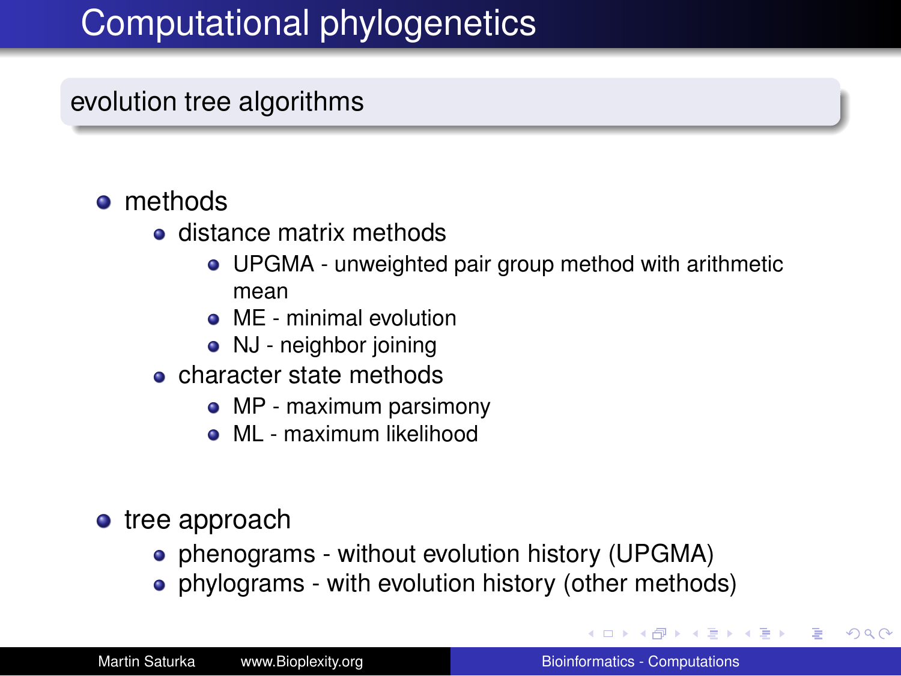# Computational phylogenetics

## evolution tree algorithms

- methods
  - distance matrix methods
    - UPGMA - unweighted pair group method with arithmetic mean
    - ME - minimal evolution
    - NJ - neighbor joining
  - character state methods
    - MP - maximum parsimony
    - ML - maximum likelihood
- tree approach
  - phenograms - without evolution history (UPGMA)
  - phylograms - with evolution history (other methods)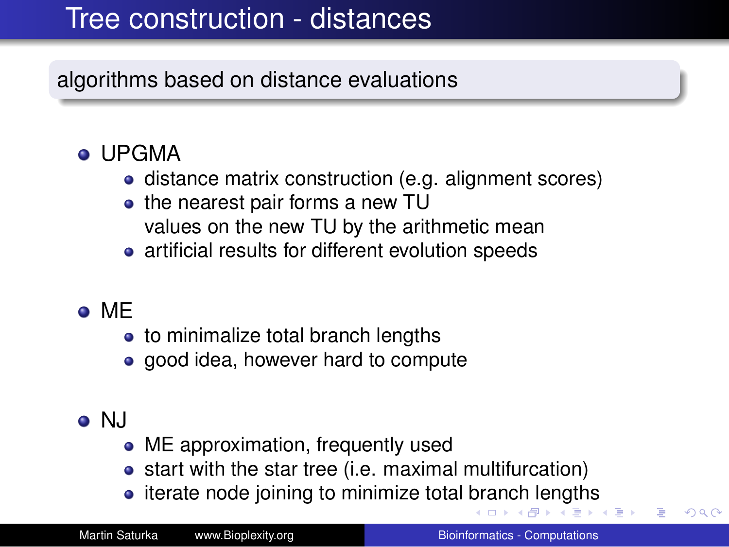# Tree construction - distances

**algorithms based on distance evaluations**

- UPGMA
  - distance matrix construction (e.g. alignment scores)
  - the nearest pair forms a new TU
    values on the new TU by the arithmetic mean
  - artificial results for different evolution speeds
- ME
  - to minimalize total branch lengths
  - good idea, however hard to compute
- NJ
  - ME approximation, frequently used
  - start with the star tree (i.e. maximal multifurcation)
  - iterate node joining to minimize total branch lengths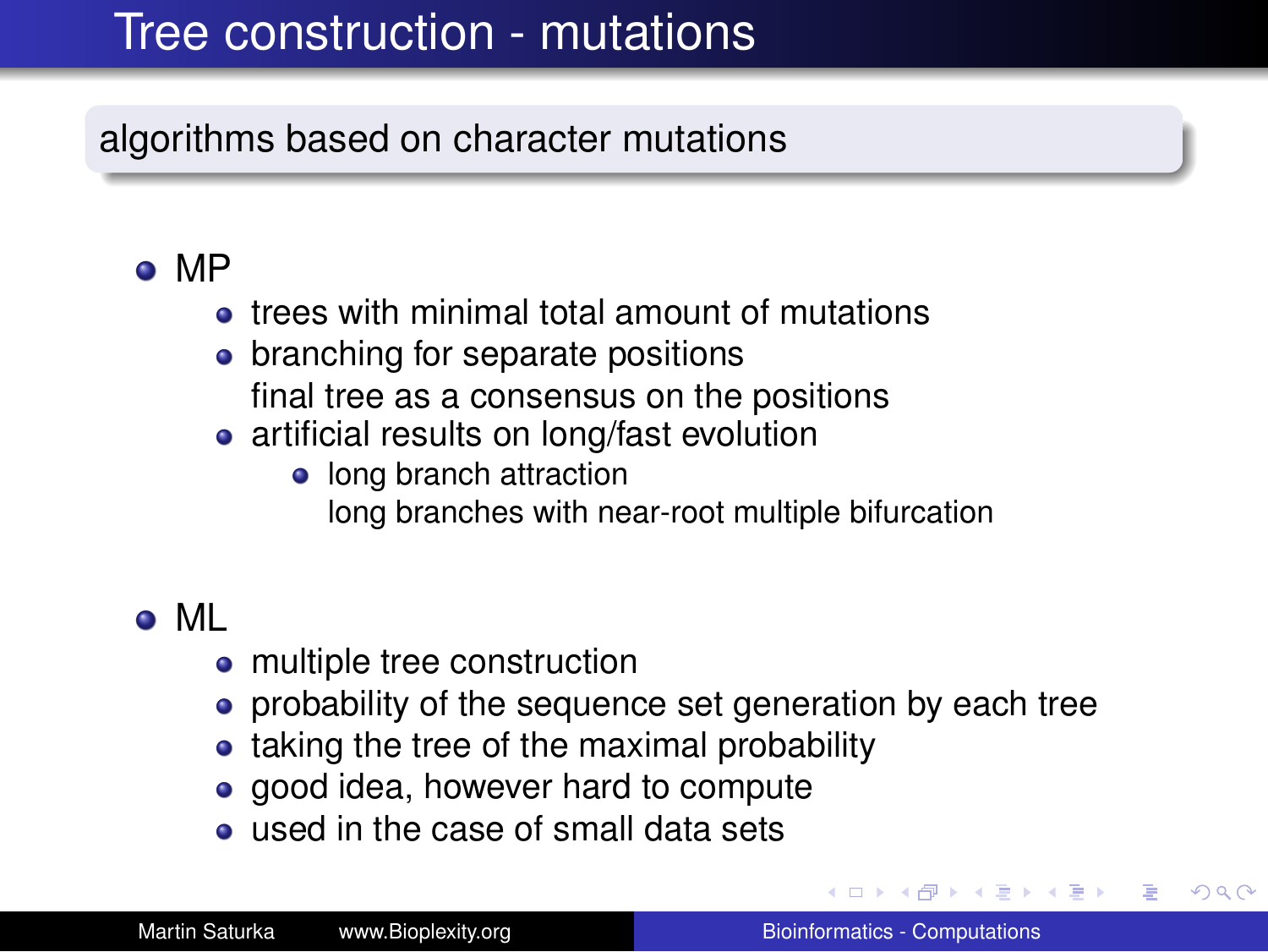# Tree construction - mutations

**algorithms based on character mutations**

- MP
  - trees with minimal total amount of mutations
  - branching for separate positions
    final tree as a consensus on the positions
  - artificial results on long/fast evolution
    - long branch attraction
      long branches with near-root multiple bifurcation

- ML
  - multiple tree construction
  - probability of the sequence set generation by each tree
  - taking the tree of the maximal probability
  - good idea, however hard to compute
  - used in the case of small data sets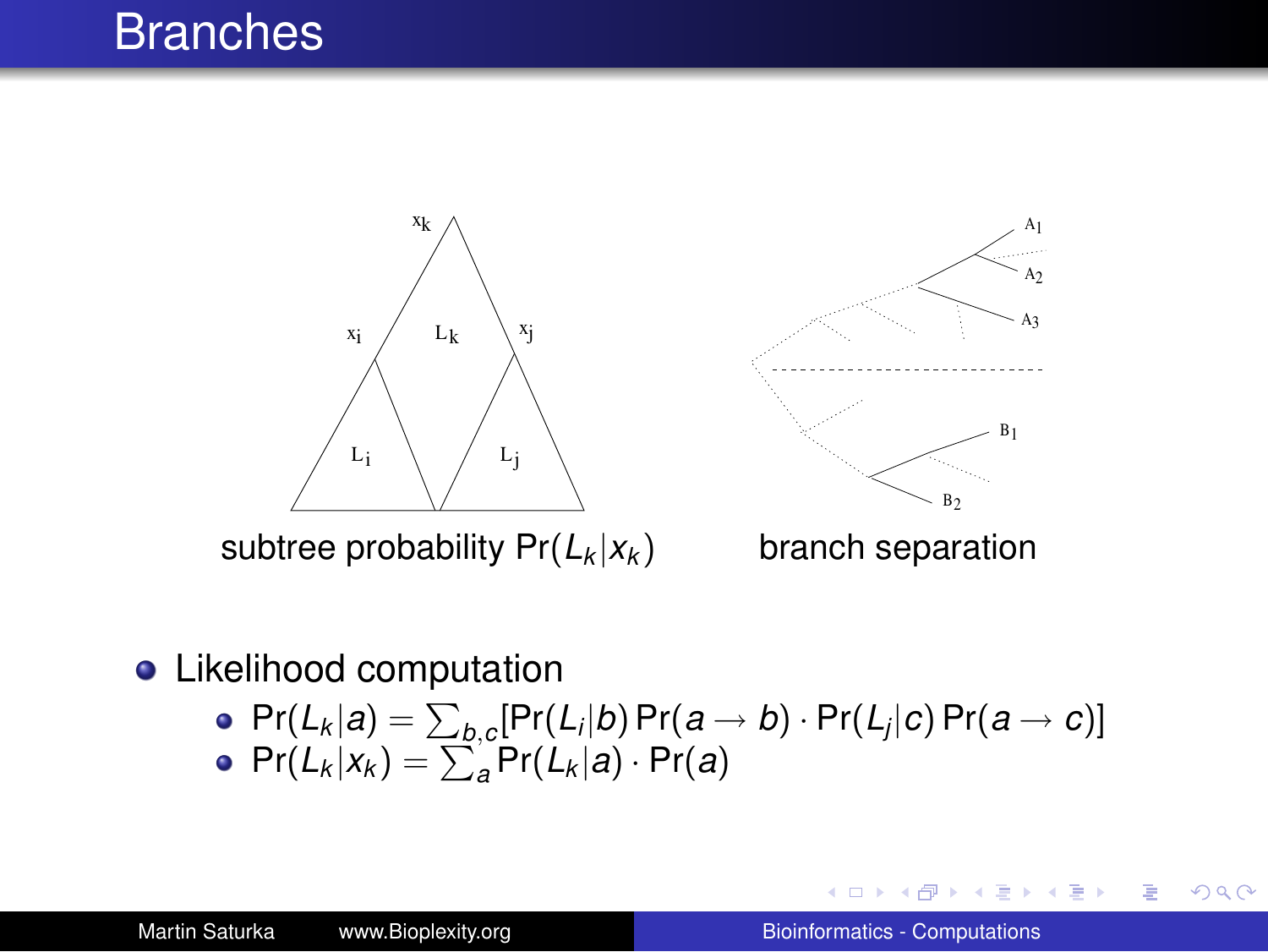# Branches

subtree probability $\Pr(L_k|x_k)$

branch separation

- Likelihood computation
  - $\Pr(L_k|a) = \sum_{b,c}[\Pr(L_i|b)\Pr(a \to b) \cdot \Pr(L_j|c)\Pr(a \to c)]$
  - $\Pr(L_k|x_k) = \sum_a \Pr(L_k|a) \cdot \Pr(a)$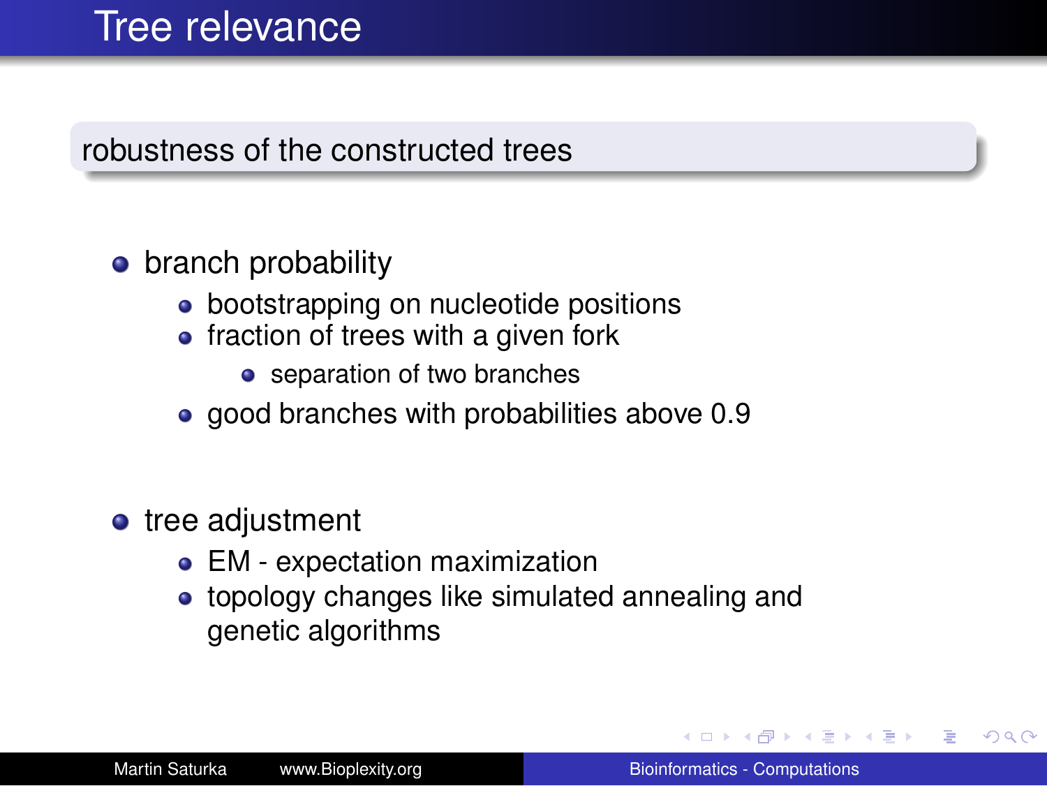# Tree relevance

## robustness of the constructed trees

- branch probability
  - bootstrapping on nucleotide positions
  - fraction of trees with a given fork
    - separation of two branches
  - good branches with probabilities above 0.9
- tree adjustment
  - EM - expectation maximization
  - topology changes like simulated annealing and genetic algorithms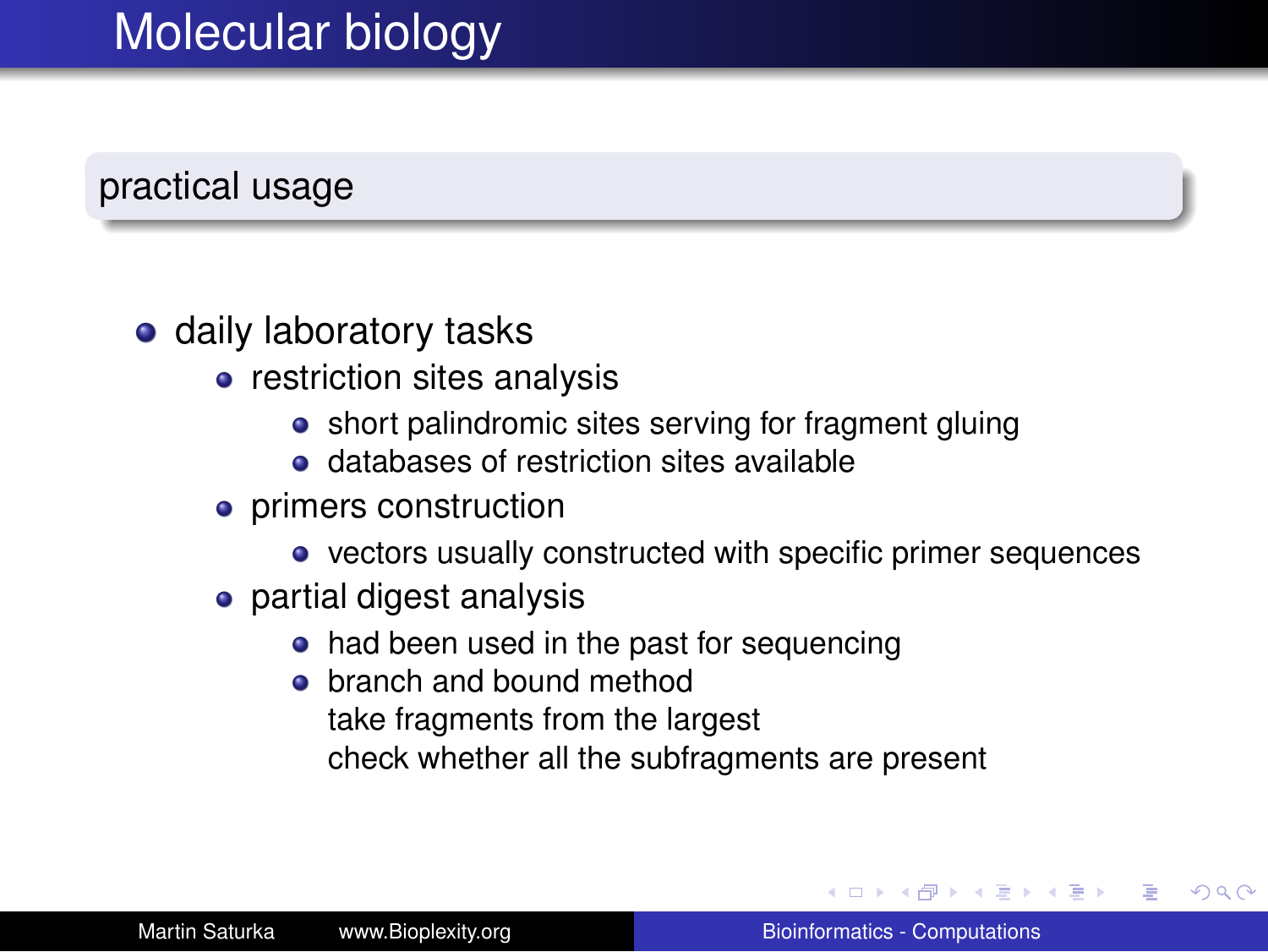# Molecular biology

## practical usage

- daily laboratory tasks
  - restriction sites analysis
    - short palindromic sites serving for fragment gluing
    - databases of restriction sites available
  - primers construction
    - vectors usually constructed with specific primer sequences
  - partial digest analysis
    - had been used in the past for sequencing
    - branch and bound method
      take fragments from the largest
      check whether all the subfragments are present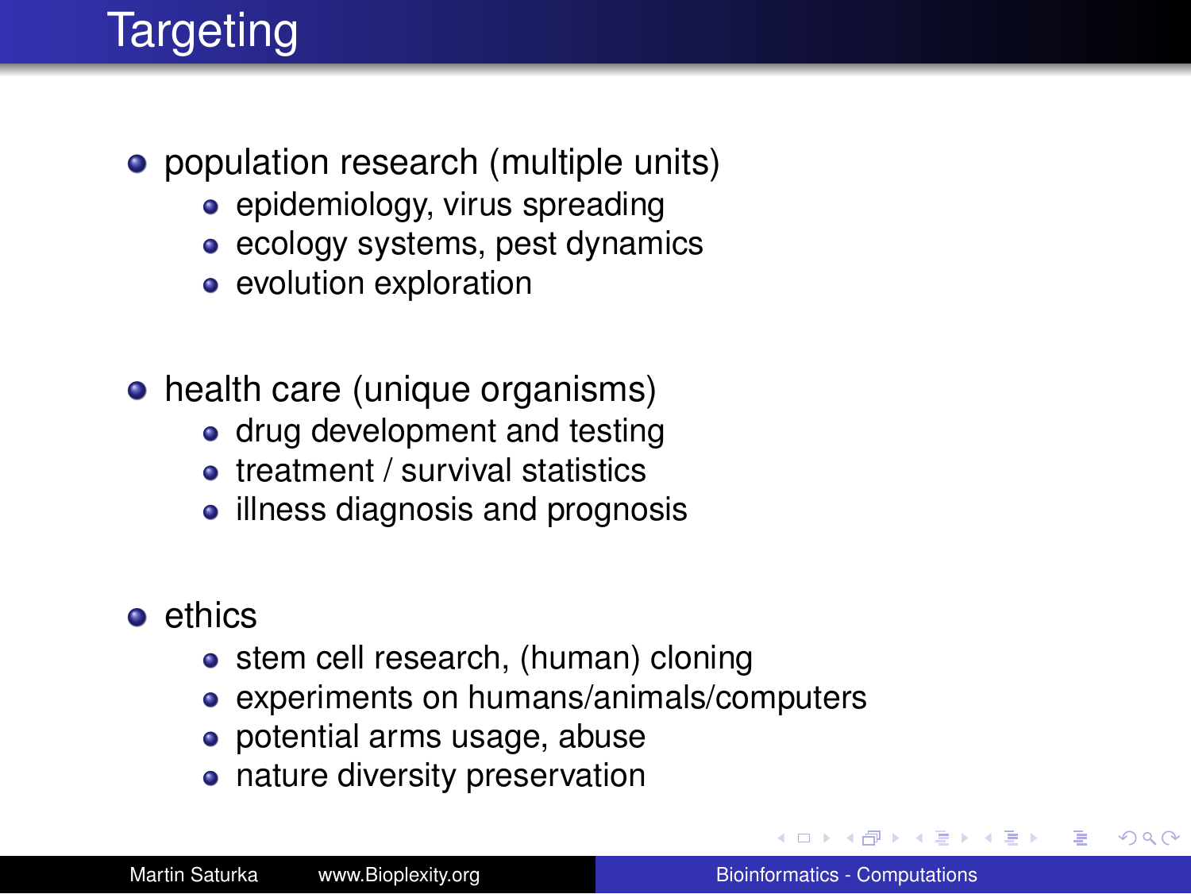# Targeting

- population research (multiple units)
  - epidemiology, virus spreading
  - ecology systems, pest dynamics
  - evolution exploration
- health care (unique organisms)
  - drug development and testing
  - treatment / survival statistics
  - illness diagnosis and prognosis
- ethics
  - stem cell research, (human) cloning
  - experiments on humans/animals/computers
  - potential arms usage, abuse
  - nature diversity preservation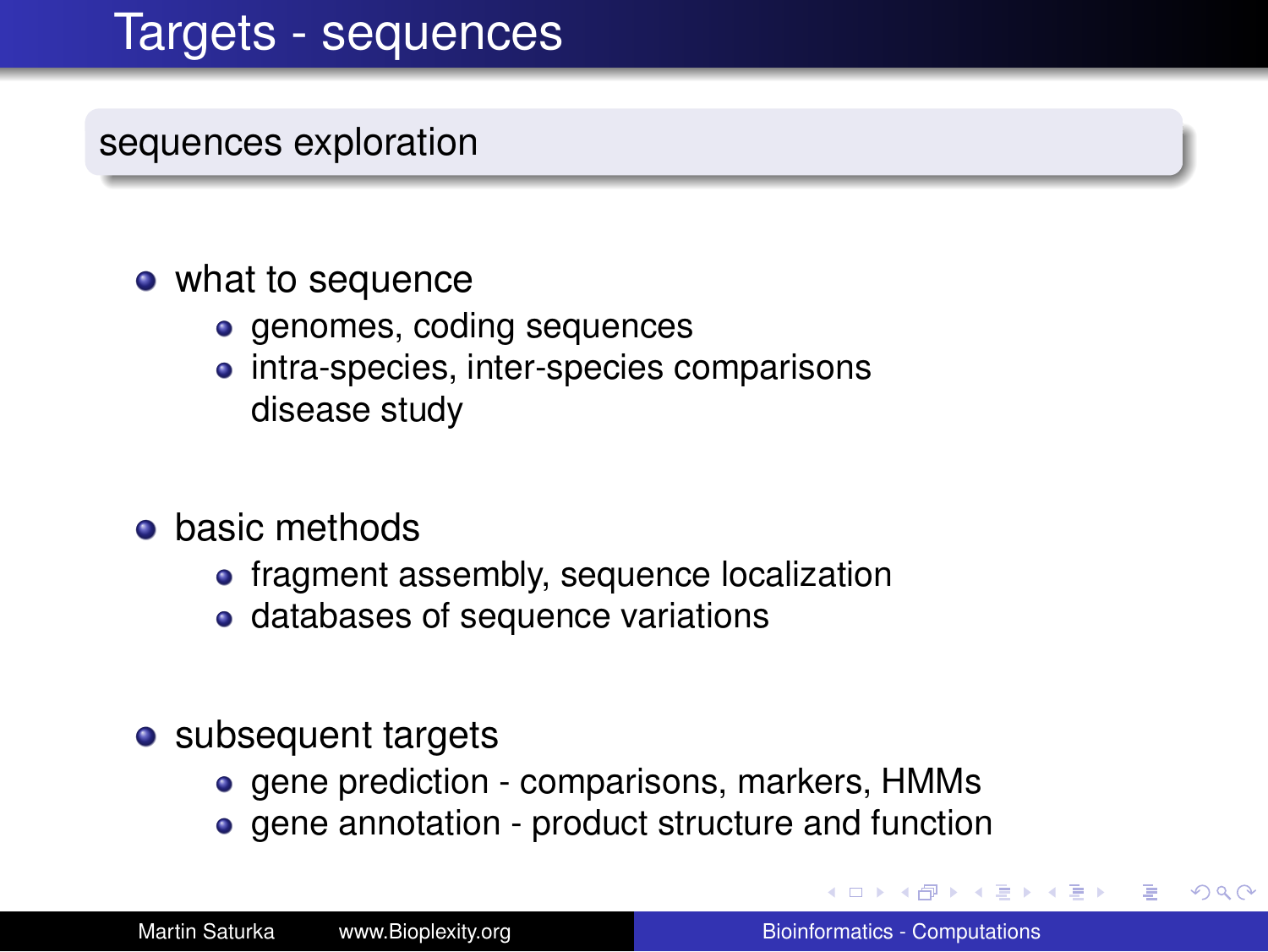# Targets - sequences

## sequences exploration

- what to sequence
  - genomes, coding sequences
  - intra-species, inter-species comparisons
    disease study
- basic methods
  - fragment assembly, sequence localization
  - databases of sequence variations
- subsequent targets
  - gene prediction - comparisons, markers, HMMs
  - gene annotation - product structure and function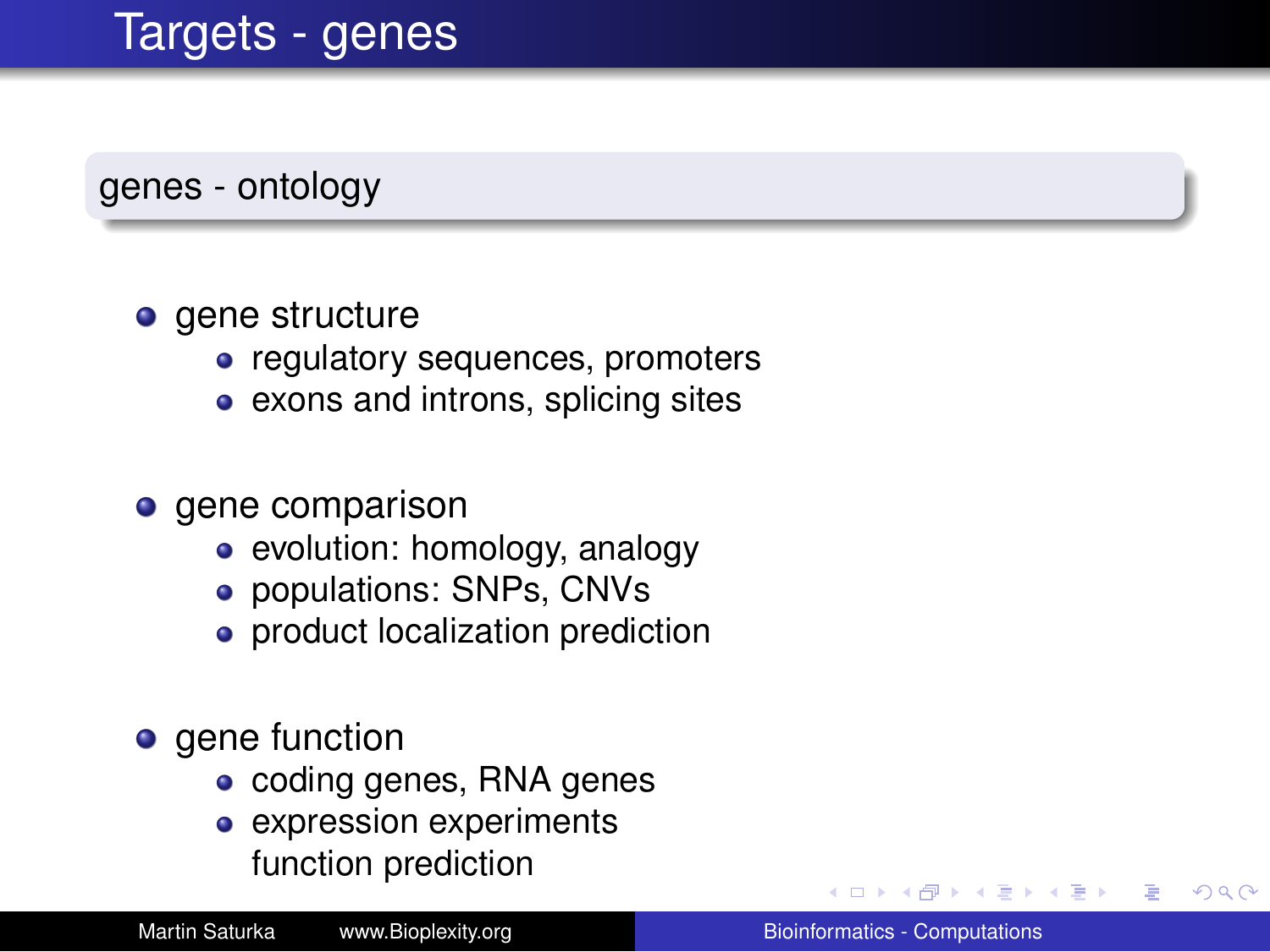# Targets - genes

## genes - ontology

- gene structure
  - regulatory sequences, promoters
  - exons and introns, splicing sites
- gene comparison
  - evolution: homology, analogy
  - populations: SNPs, CNVs
  - product localization prediction
- gene function
  - coding genes, RNA genes
  - expression experiments
    function prediction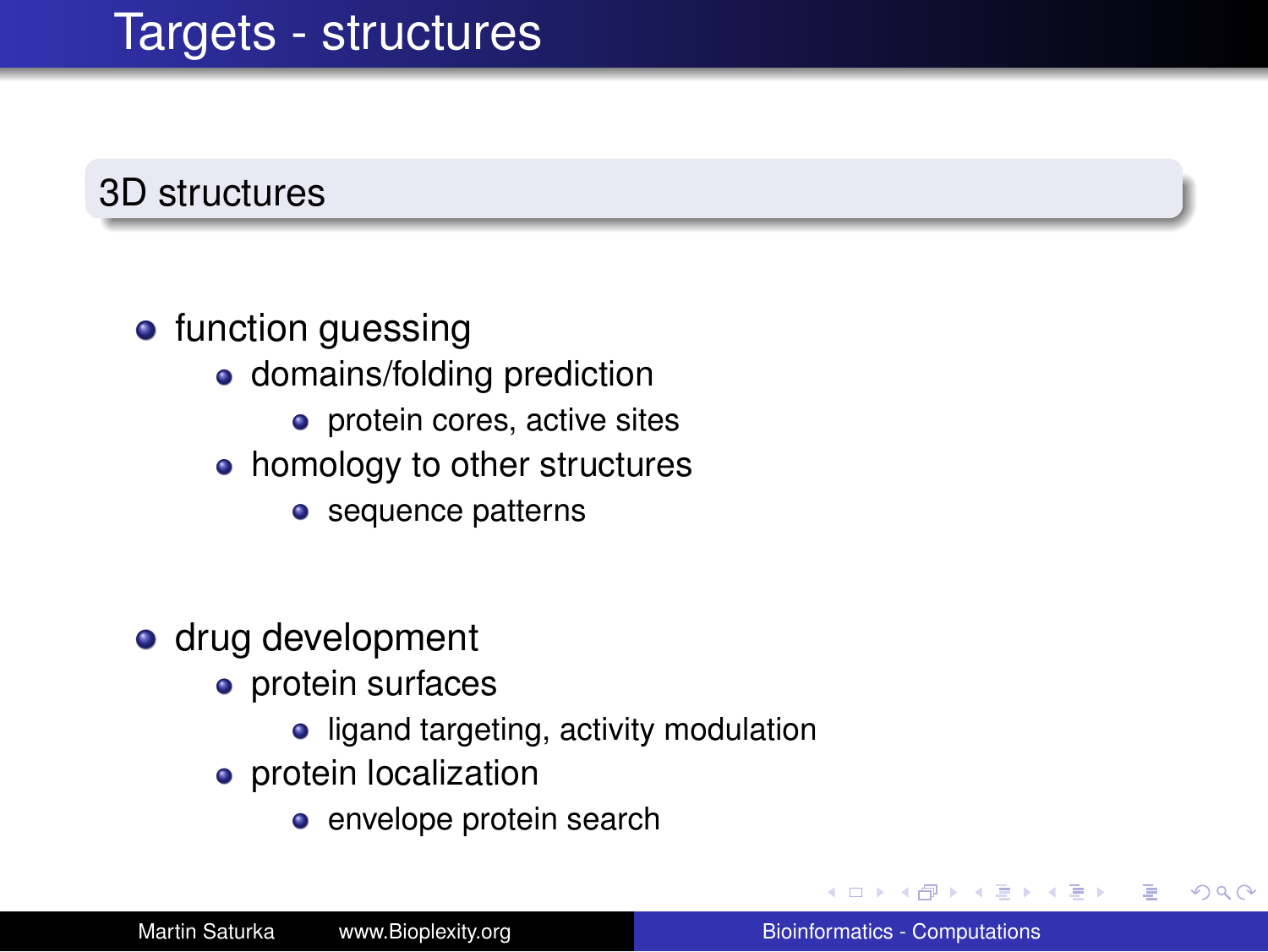# Targets - structures

## 3D structures

- function guessing
  - domains/folding prediction
    - protein cores, active sites
  - homology to other structures
    - sequence patterns

- drug development
  - protein surfaces
    - ligand targeting, activity modulation
  - protein localization
    - envelope protein search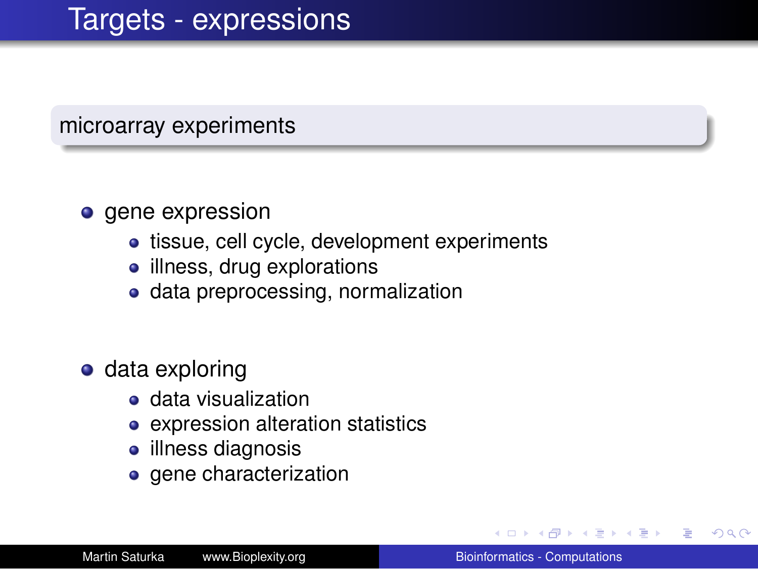# Targets - expressions

## microarray experiments

- gene expression
  - tissue, cell cycle, development experiments
  - illness, drug explorations
  - data preprocessing, normalization
- data exploring
  - data visualization
  - expression alteration statistics
  - illness diagnosis
  - gene characterization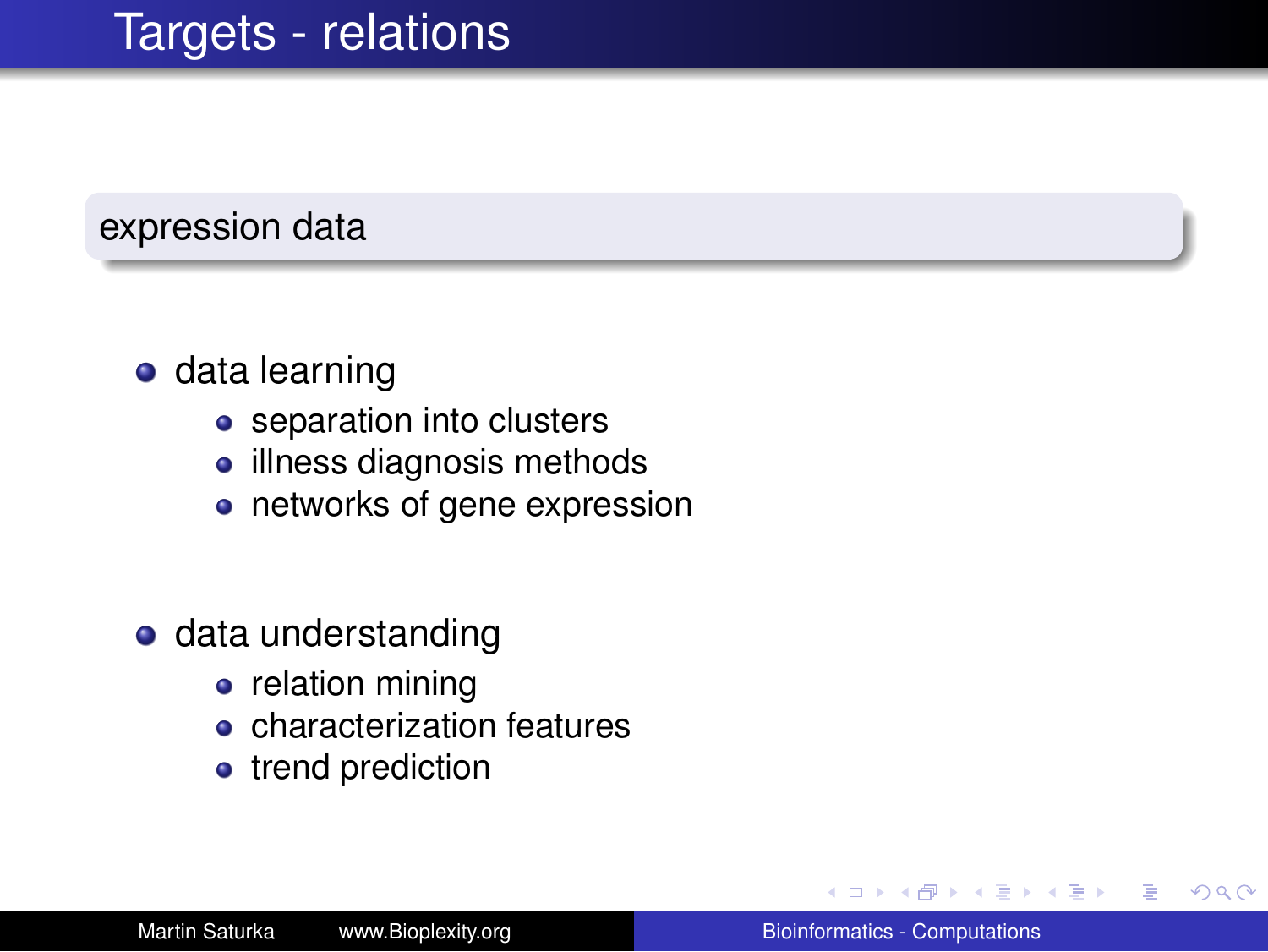# Targets - relations

## expression data

- data learning
  - separation into clusters
  - illness diagnosis methods
  - networks of gene expression
- data understanding
  - relation mining
  - characterization features
  - trend prediction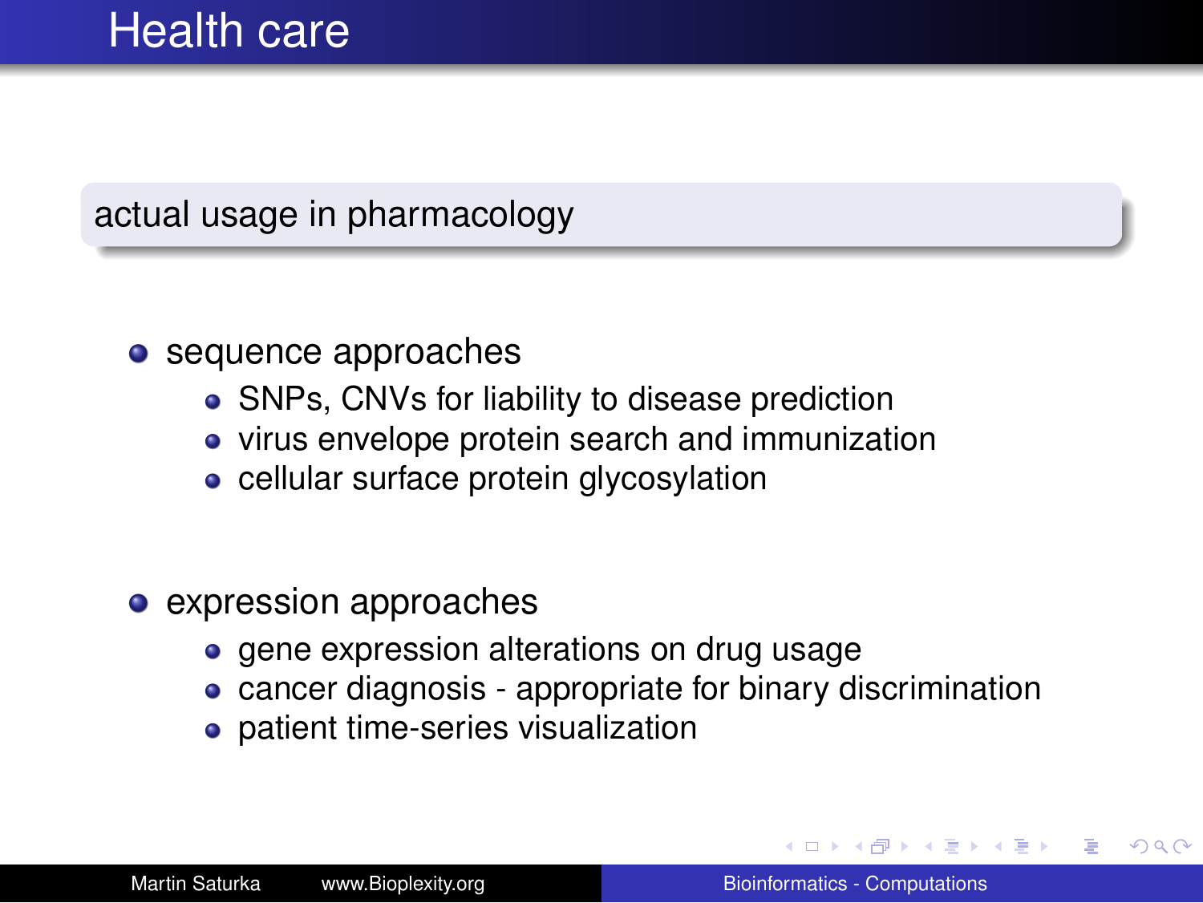# Health care

### actual usage in pharmacology

- sequence approaches
  - SNPs, CNVs for liability to disease prediction
  - virus envelope protein search and immunization
  - cellular surface protein glycosylation
- expression approaches
  - gene expression alterations on drug usage
  - cancer diagnosis - appropriate for binary discrimination
  - patient time-series visualization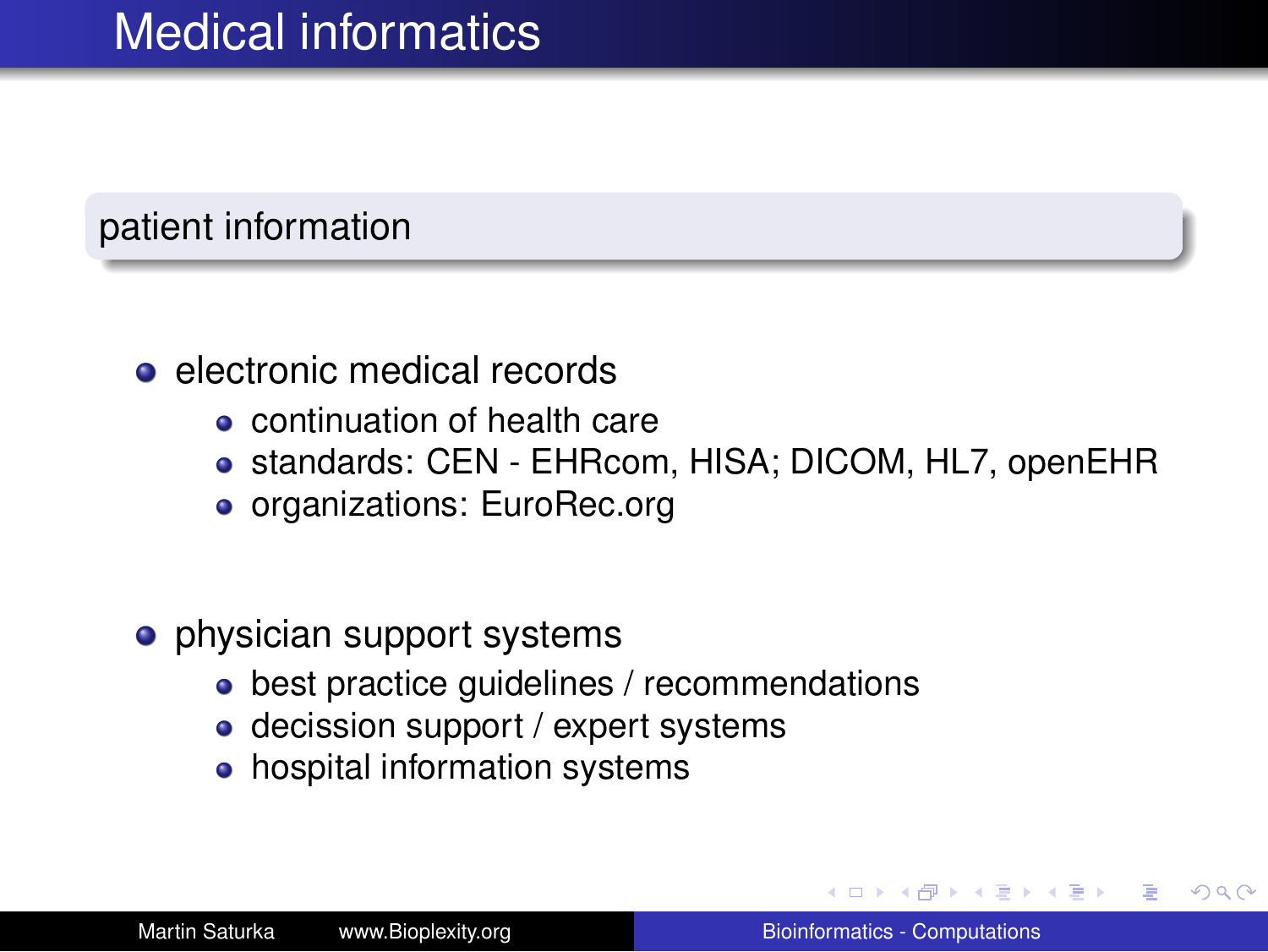# Medical informatics

## patient information

- electronic medical records
  - continuation of health care
  - standards: CEN - EHRcom, HISA; DICOM, HL7, openEHR
  - organizations: EuroRec.org
- physician support systems
  - best practice guidelines / recommendations
  - decission support / expert systems
  - hospital information systems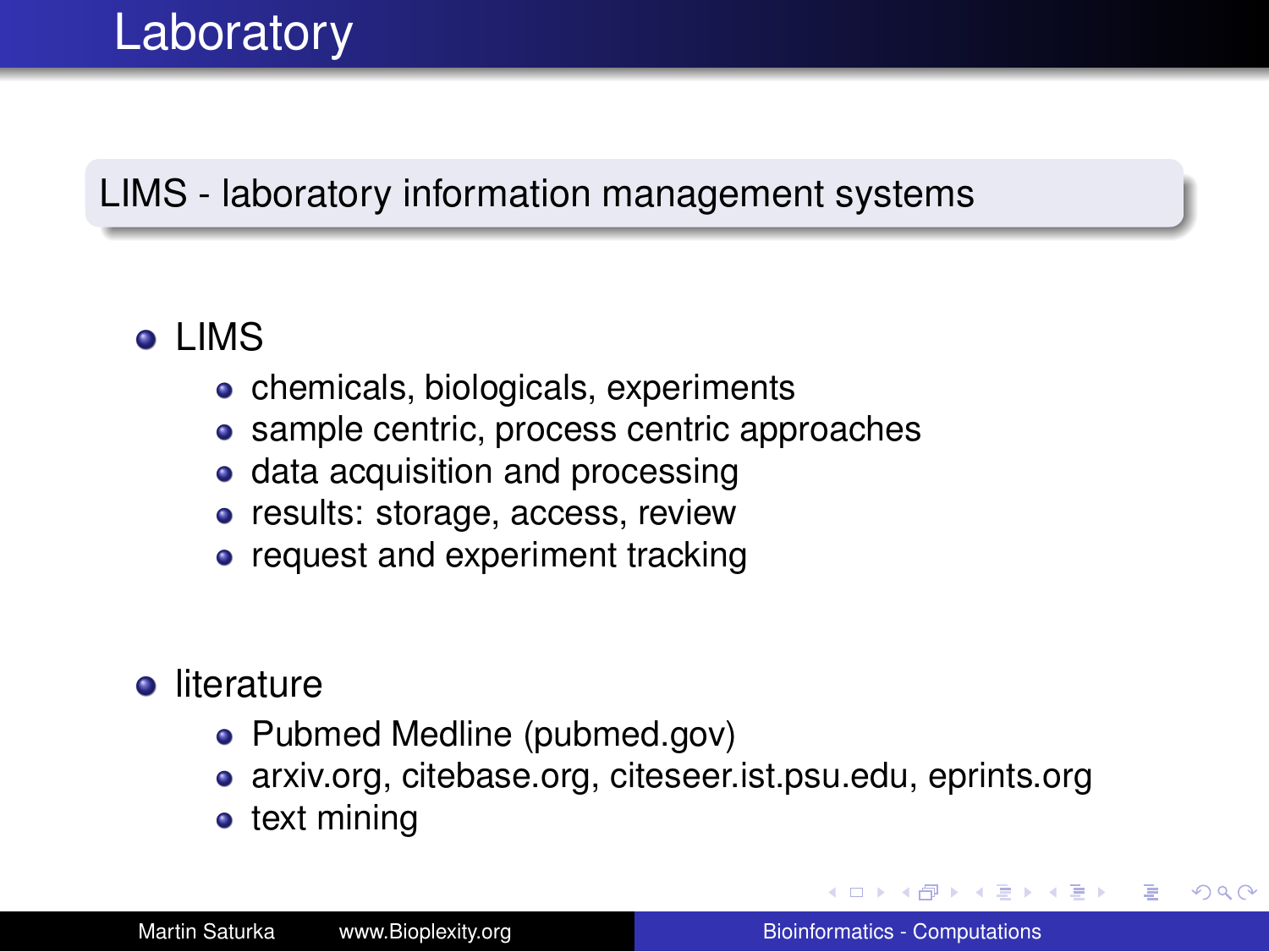# Laboratory

**LIMS - laboratory information management systems**

- LIMS
  - chemicals, biologicals, experiments
  - sample centric, process centric approaches
  - data acquisition and processing
  - results: storage, access, review
  - request and experiment tracking
- literature
  - Pubmed Medline (pubmed.gov)
  - arxiv.org, citebase.org, citeseer.ist.psu.edu, eprints.org
  - text mining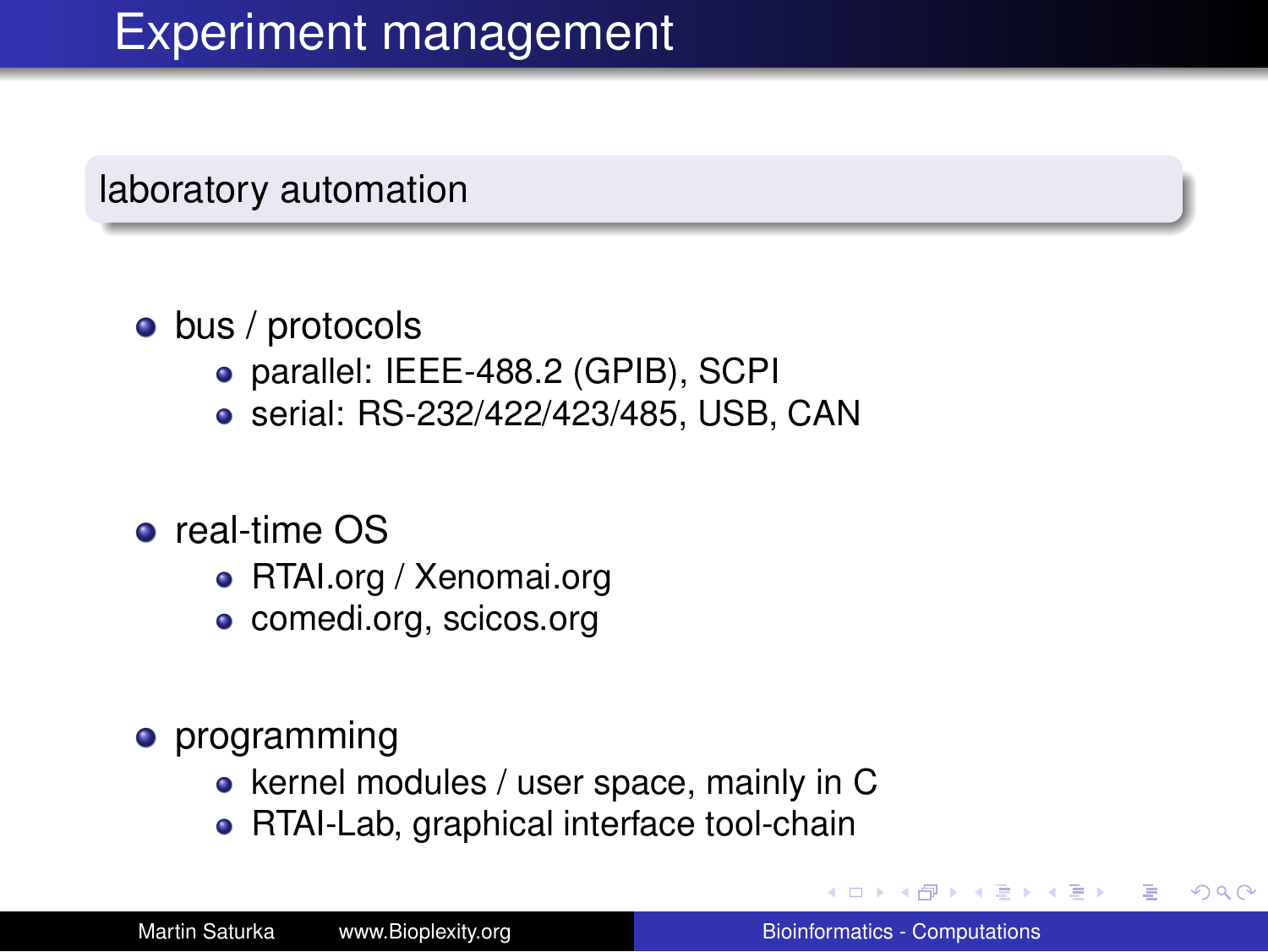# Experiment management

## laboratory automation

- bus / protocols
  - parallel: IEEE-488.2 (GPIB), SCPI
  - serial: RS-232/422/423/485, USB, CAN
- real-time OS
  - RTAI.org / Xenomai.org
  - comedi.org, scicos.org
- programming
  - kernel modules / user space, mainly in C
  - RTAI-Lab, graphical interface tool-chain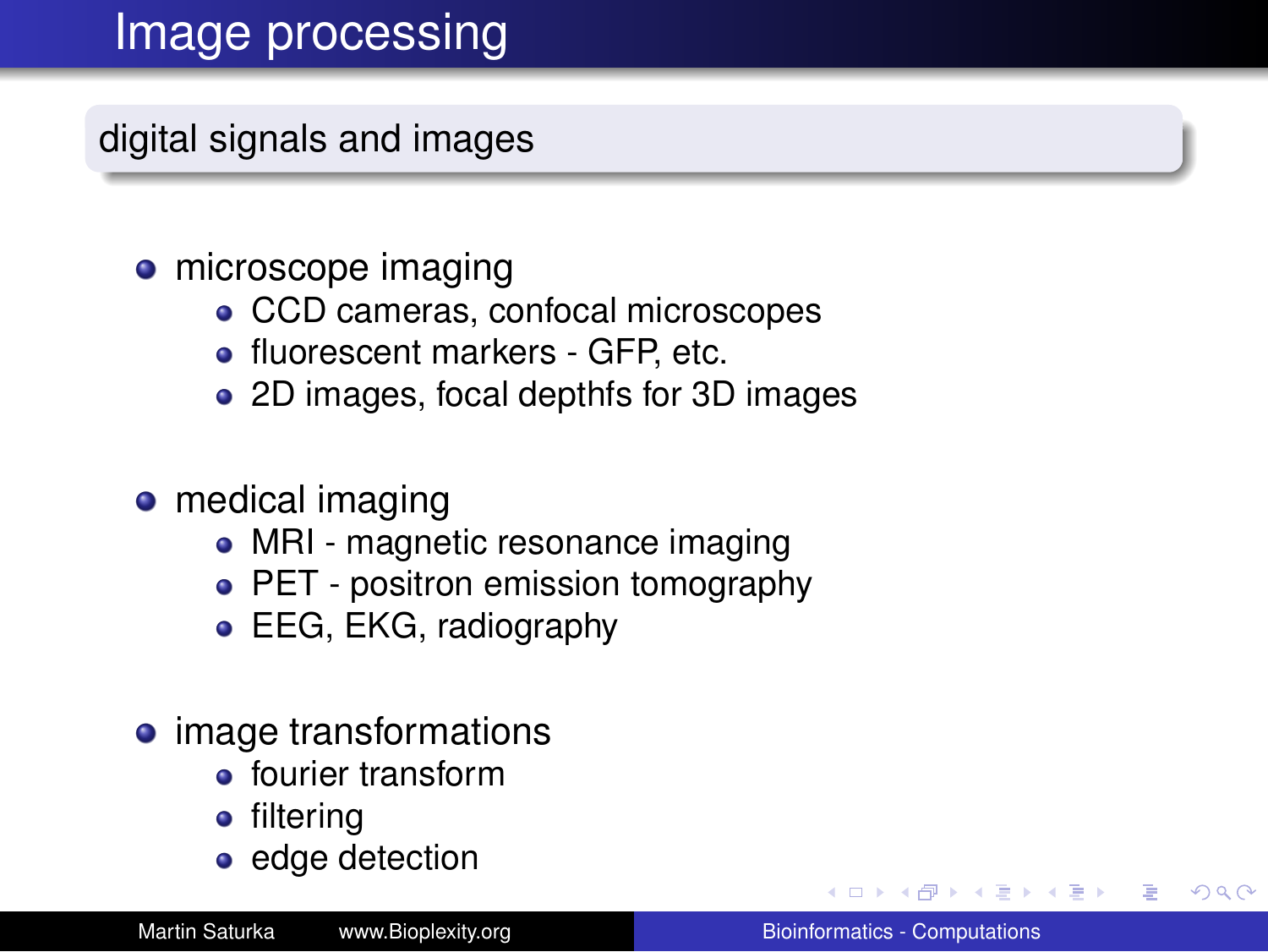# Image processing

## digital signals and images

- microscope imaging
  - CCD cameras, confocal microscopes
  - fluorescent markers - GFP, etc.
  - 2D images, focal depthfs for 3D images
- medical imaging
  - MRI - magnetic resonance imaging
  - PET - positron emission tomography
  - EEG, EKG, radiography
- image transformations
  - fourier transform
  - filtering
  - edge detection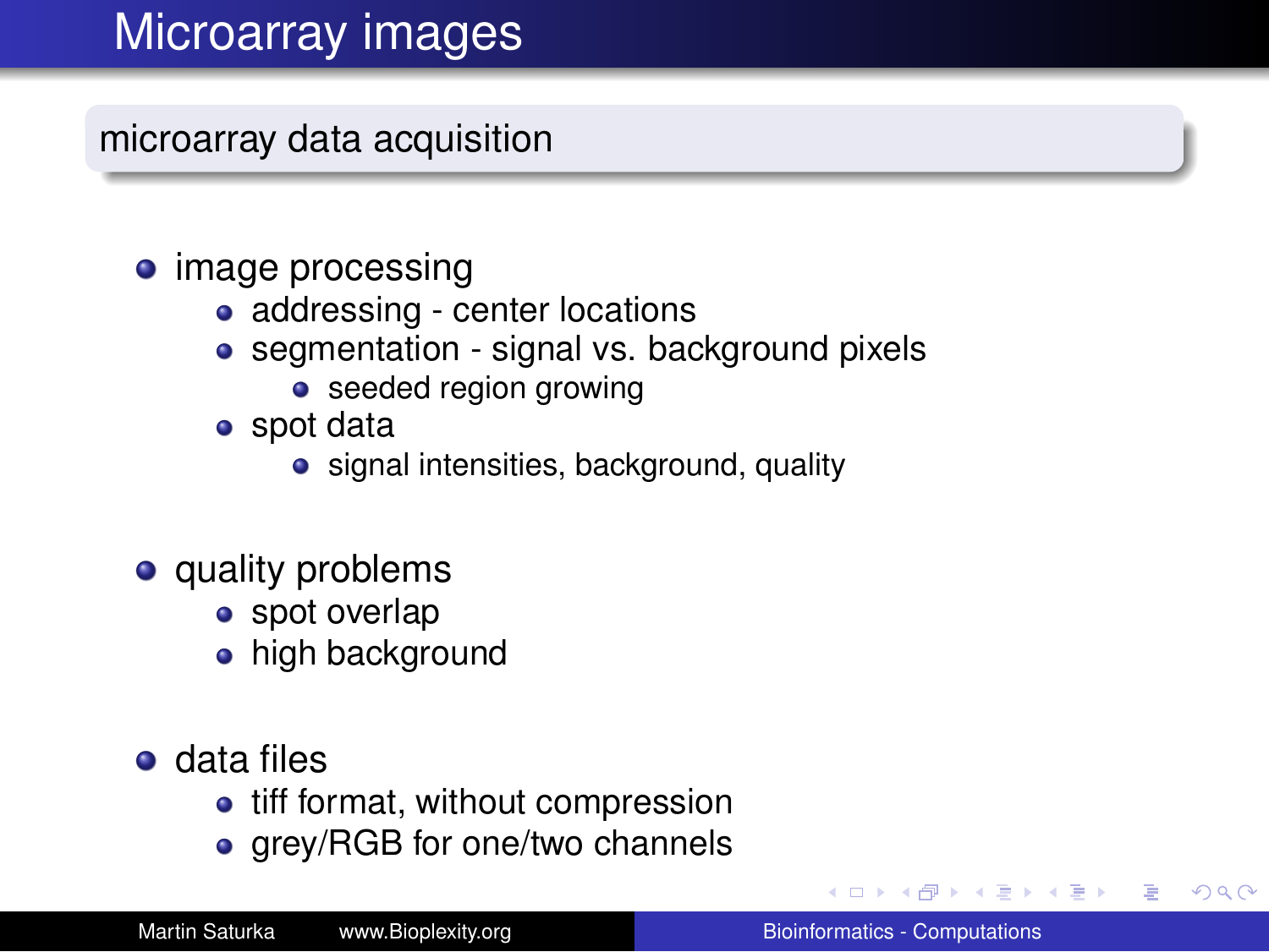# Microarray images

## microarray data acquisition

- image processing
  - addressing - center locations
  - segmentation - signal vs. background pixels
    - seeded region growing
  - spot data
    - signal intensities, background, quality
- quality problems
  - spot overlap
  - high background
- data files
  - tiff format, without compression
  - grey/RGB for one/two channels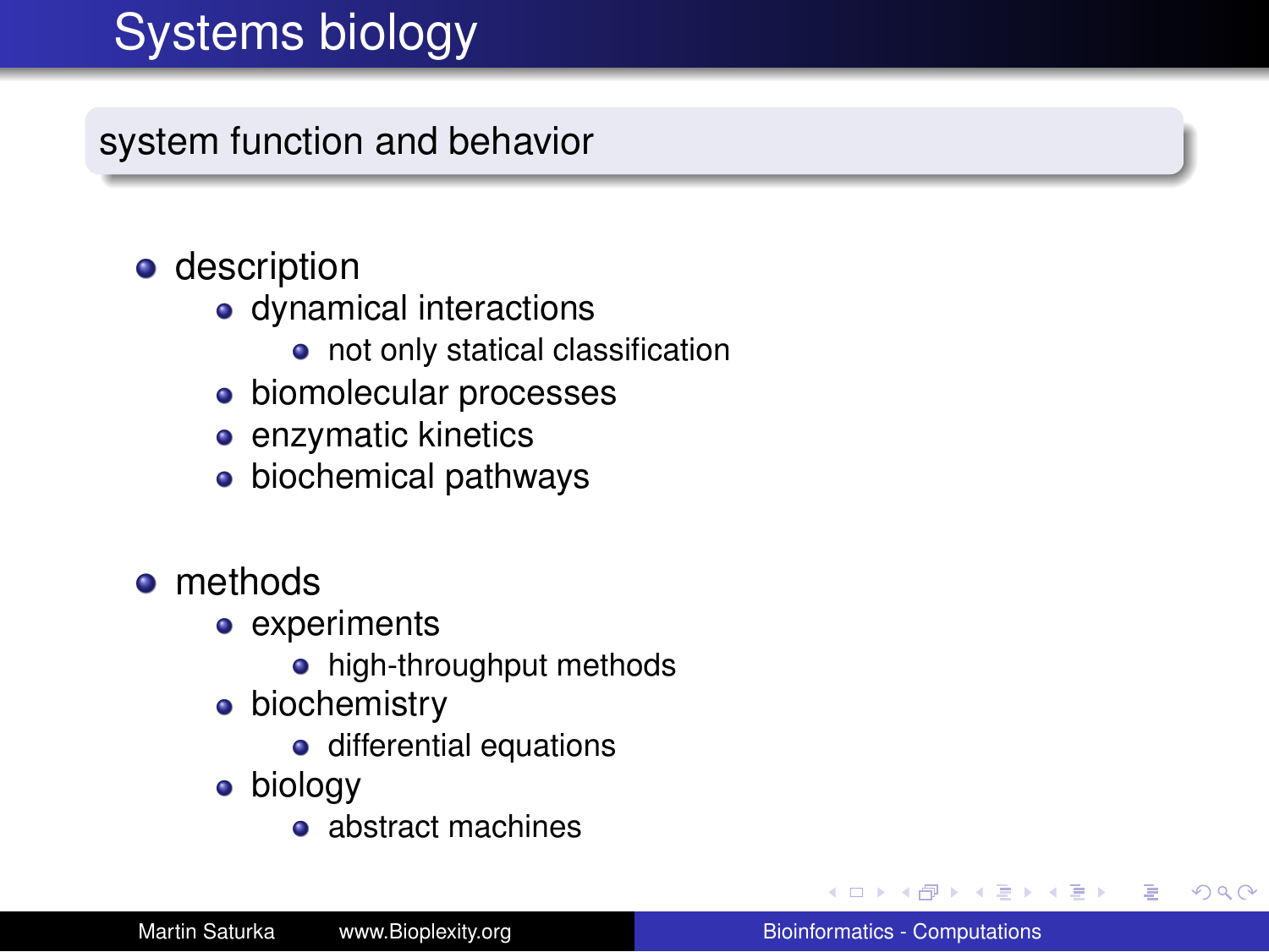# Systems biology

## system function and behavior

- description
  - dynamical interactions
    - not only statical classification
  - biomolecular processes
  - enzymatic kinetics
  - biochemical pathways

- methods
  - experiments
    - high-throughput methods
  - biochemistry
    - differential equations
  - biology
    - abstract machines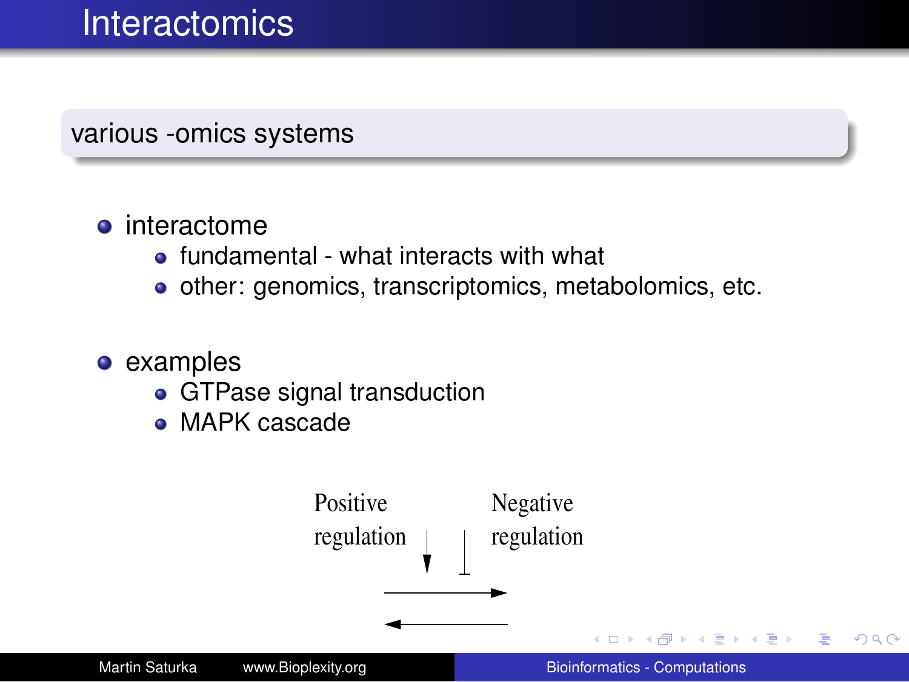# Interactomics

various -omics systems

- interactome
  - fundamental - what interacts with what
  - other: genomics, transcriptomics, metabolomics, etc.

- examples
  - GTPase signal transduction
  - MAPK cascade

Positive regulation

Negative regulation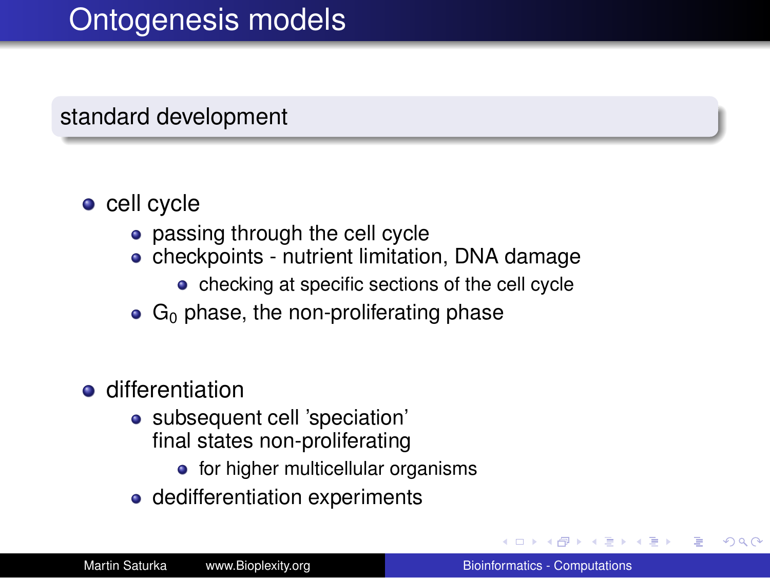# Ontogenesis models

## standard development

- cell cycle
  - passing through the cell cycle
  - checkpoints - nutrient limitation, DNA damage
    - checking at specific sections of the cell cycle
  - $G_0$ phase, the non-proliferating phase
- differentiation
  - subsequent cell 'speciation'
    final states non-proliferating
    - for higher multicellular organisms
  - dedifferentiation experiments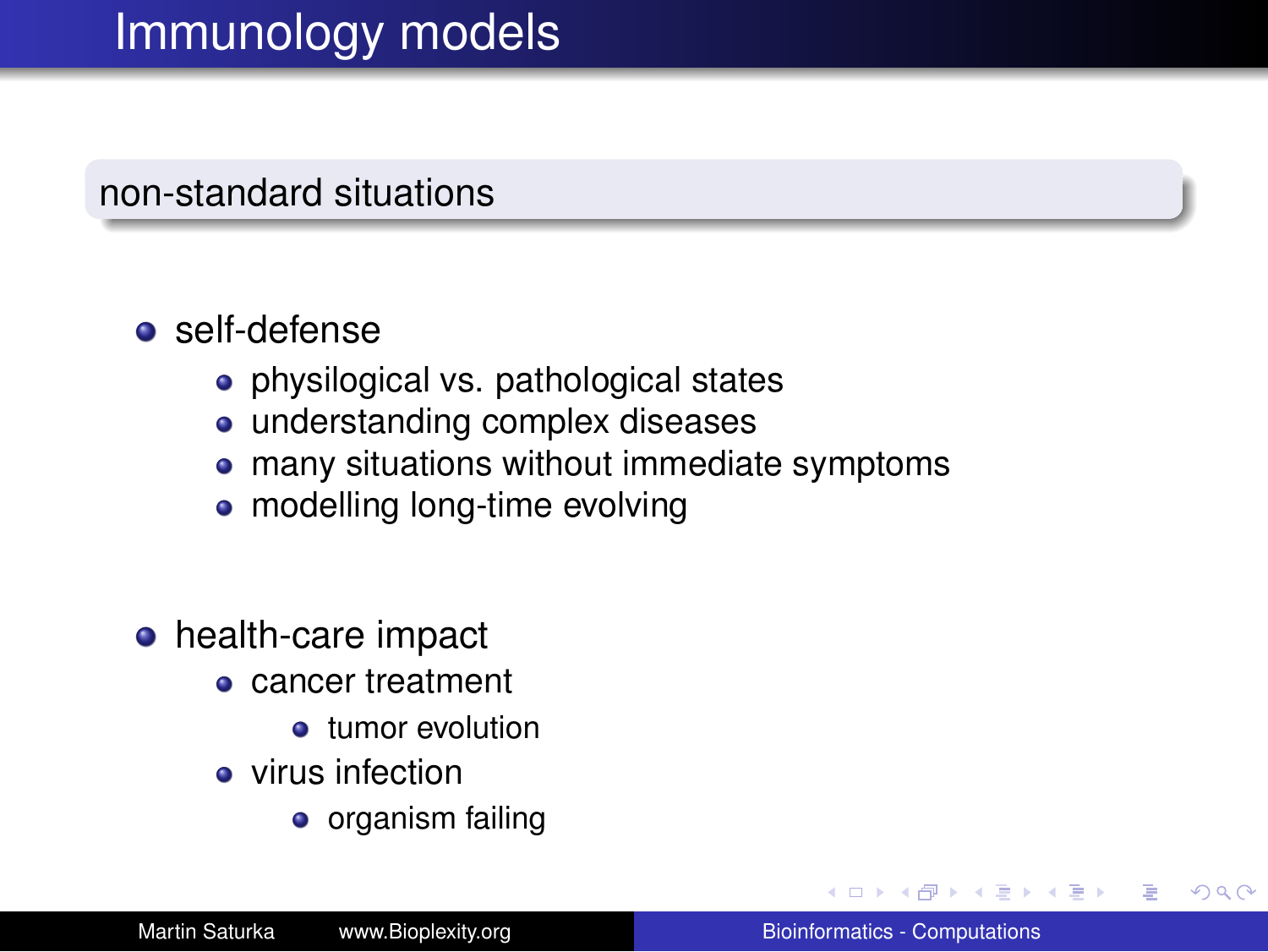# Immunology models

## non-standard situations

- self-defense
  - physilogical vs. pathological states
  - understanding complex diseases
  - many situations without immediate symptoms
  - modelling long-time evolving
- health-care impact
  - cancer treatment
    - tumor evolution
  - virus infection
    - organism failing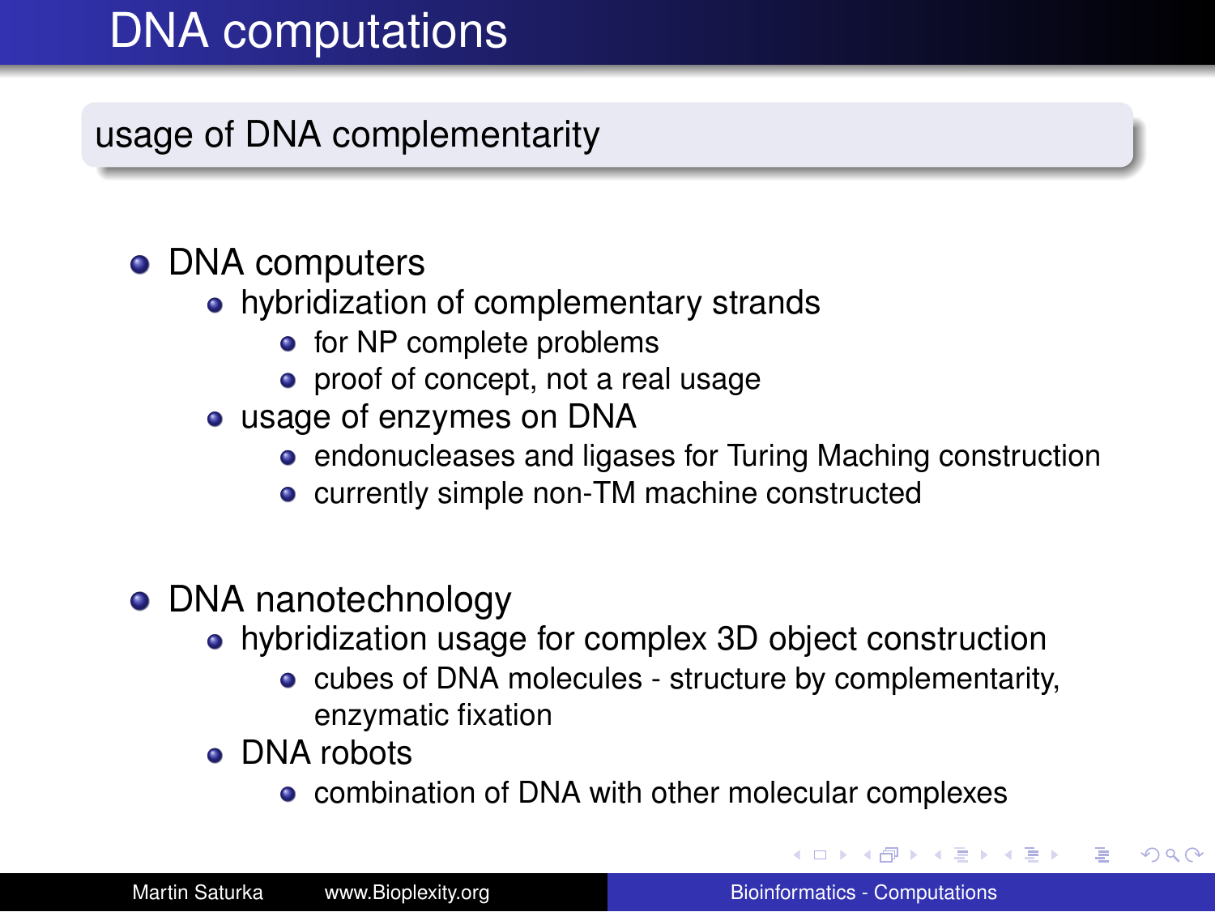# DNA computations

## usage of DNA complementarity

- DNA computers
  - hybridization of complementary strands
    - for NP complete problems
    - proof of concept, not a real usage
  - usage of enzymes on DNA
    - endonucleases and ligases for Turing Maching construction
    - currently simple non-TM machine constructed
- DNA nanotechnology
  - hybridization usage for complex 3D object construction
    - cubes of DNA molecules - structure by complementarity, enzymatic fixation
  - DNA robots
    - combination of DNA with other molecular complexes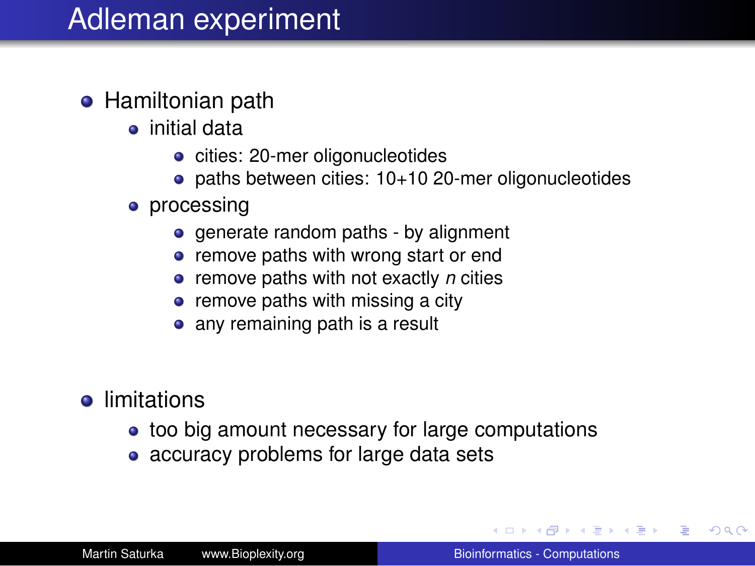# Adleman experiment

- Hamiltonian path
  - initial data
    - cities: 20-mer oligonucleotides
    - paths between cities: 10+10 20-mer oligonucleotides
  - processing
    - generate random paths - by alignment
    - remove paths with wrong start or end
    - remove paths with not exactly $n$ cities
    - remove paths with missing a city
    - any remaining path is a result

- limitations
  - too big amount necessary for large computations
  - accuracy problems for large data sets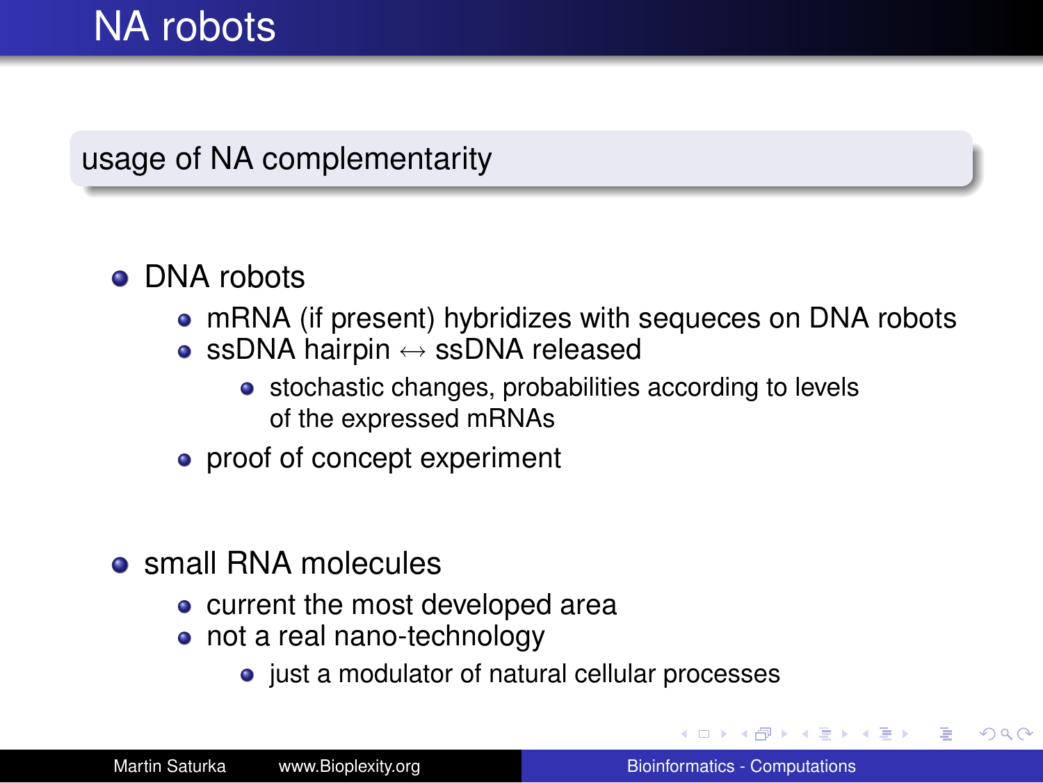# NA robots

**usage of NA complementarity**

- DNA robots
  - mRNA (if present) hybridizes with sequeces on DNA robots
  - ssDNA hairpin $\leftrightarrow$ ssDNA released
    - stochastic changes, probabilities according to levels of the expressed mRNAs
  - proof of concept experiment
- small RNA molecules
  - current the most developed area
  - not a real nano-technology
    - just a modulator of natural cellular processes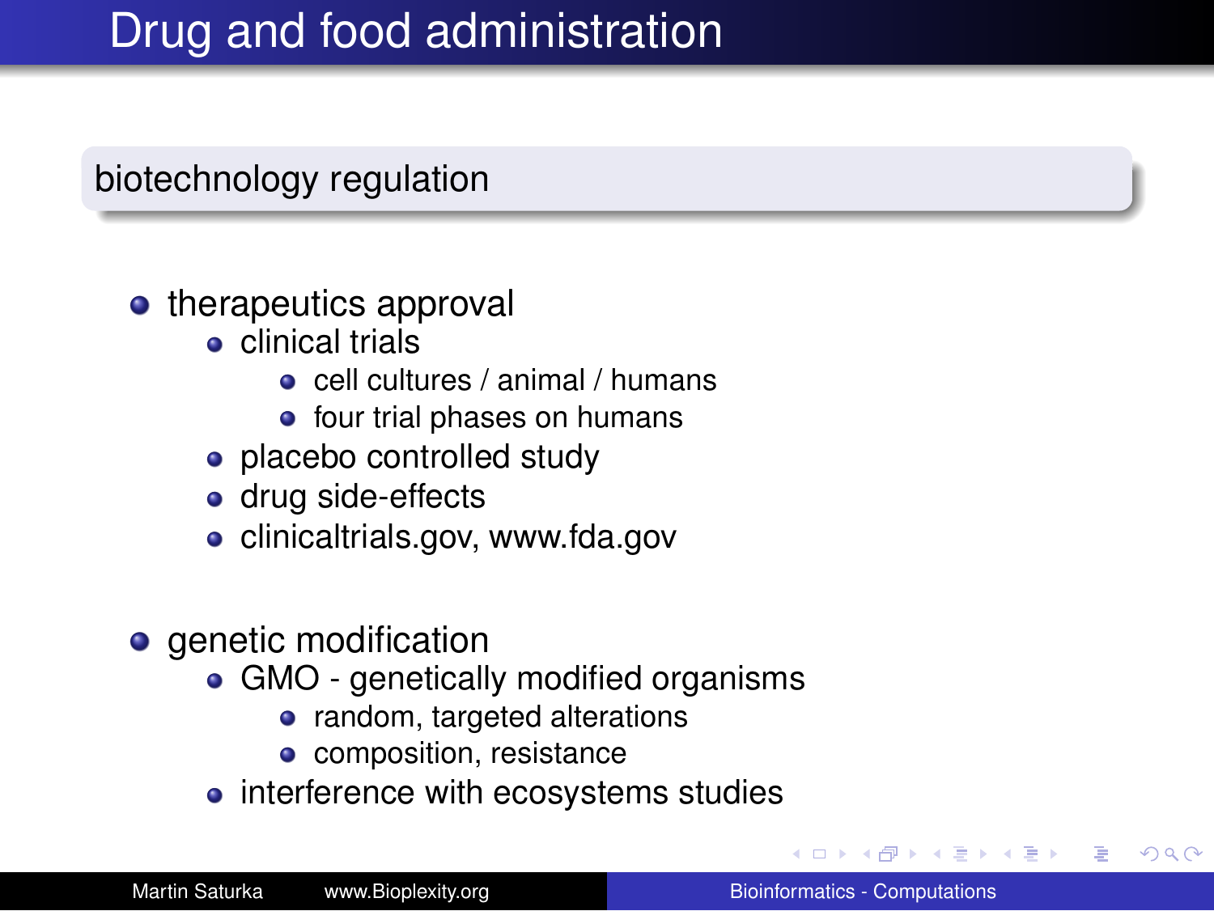# Drug and food administration

## biotechnology regulation

- therapeutics approval
  - clinical trials
    - cell cultures / animal / humans
    - four trial phases on humans
  - placebo controlled study
  - drug side-effects
  - clinicaltrials.gov, www.fda.gov

- genetic modification
  - GMO - genetically modified organisms
    - random, targeted alterations
    - composition, resistance
  - interference with ecosystems studies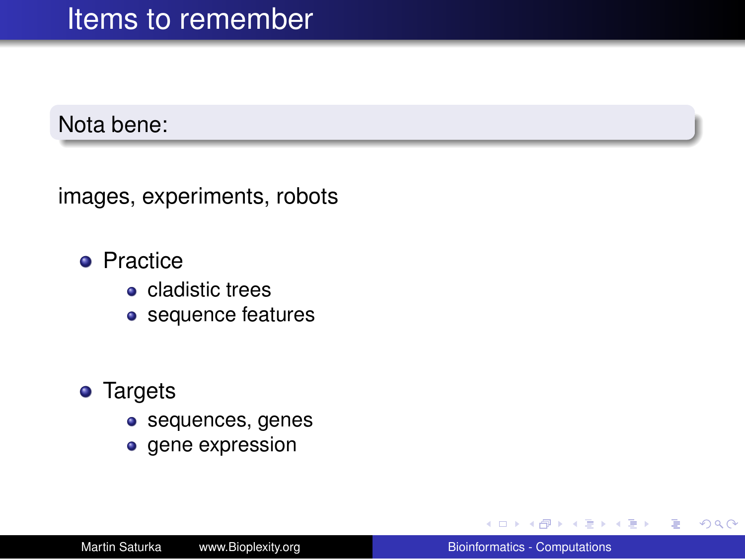# Items to remember

**Nota bene:**

images, experiments, robots

- Practice
  - cladistic trees
  - sequence features
- Targets
  - sequences, genes
  - gene expression